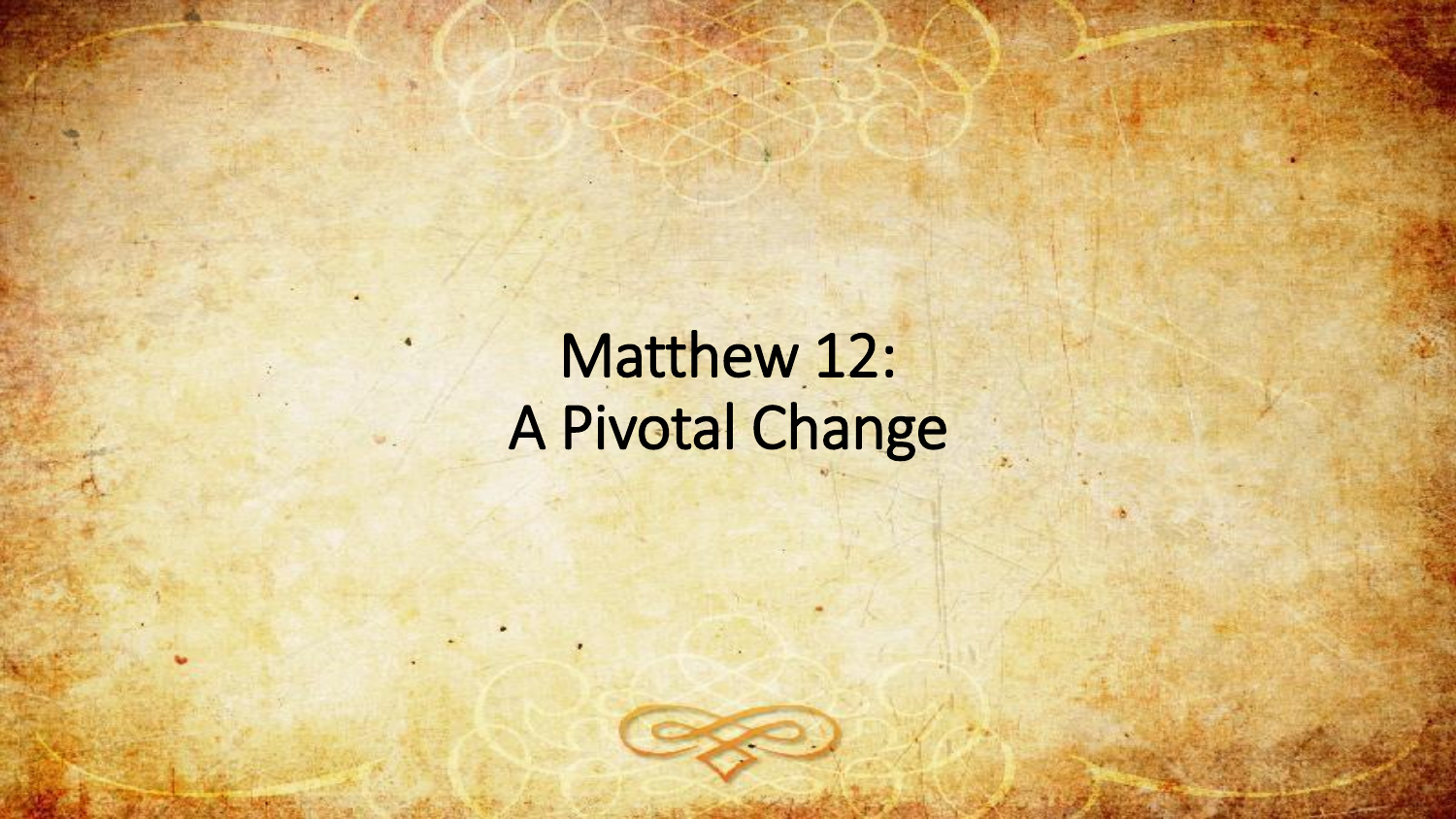# Matthew 12:
# A Pivotal Change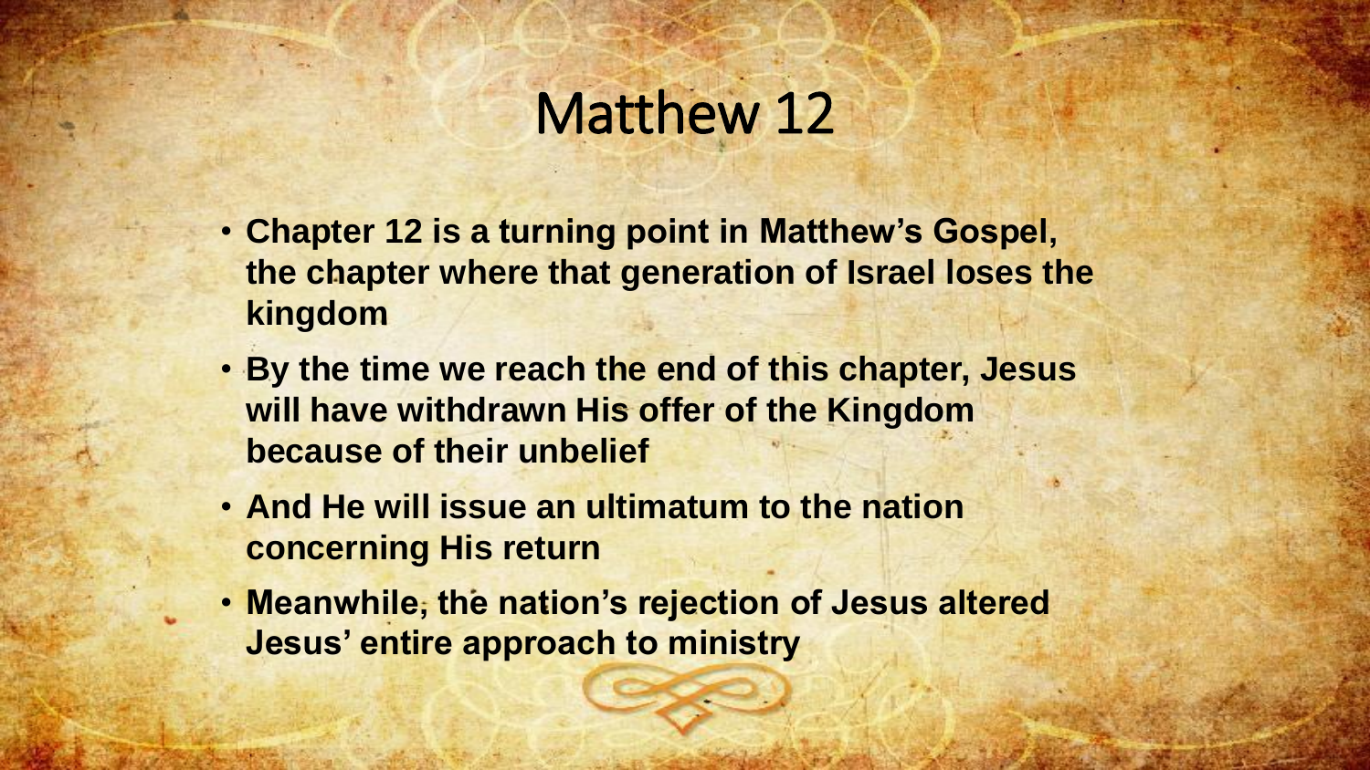# Matthew 12

- **Chapter 12 is a turning point in Matthew's Gospel, the chapter where that generation of Israel loses the kingdom**
- **By the time we reach the end of this chapter, Jesus will have withdrawn His offer of the Kingdom because of their unbelief**
- **And He will issue an ultimatum to the nation concerning His return**
- **Meanwhile, the nation's rejection of Jesus altered Jesus' entire approach to ministry**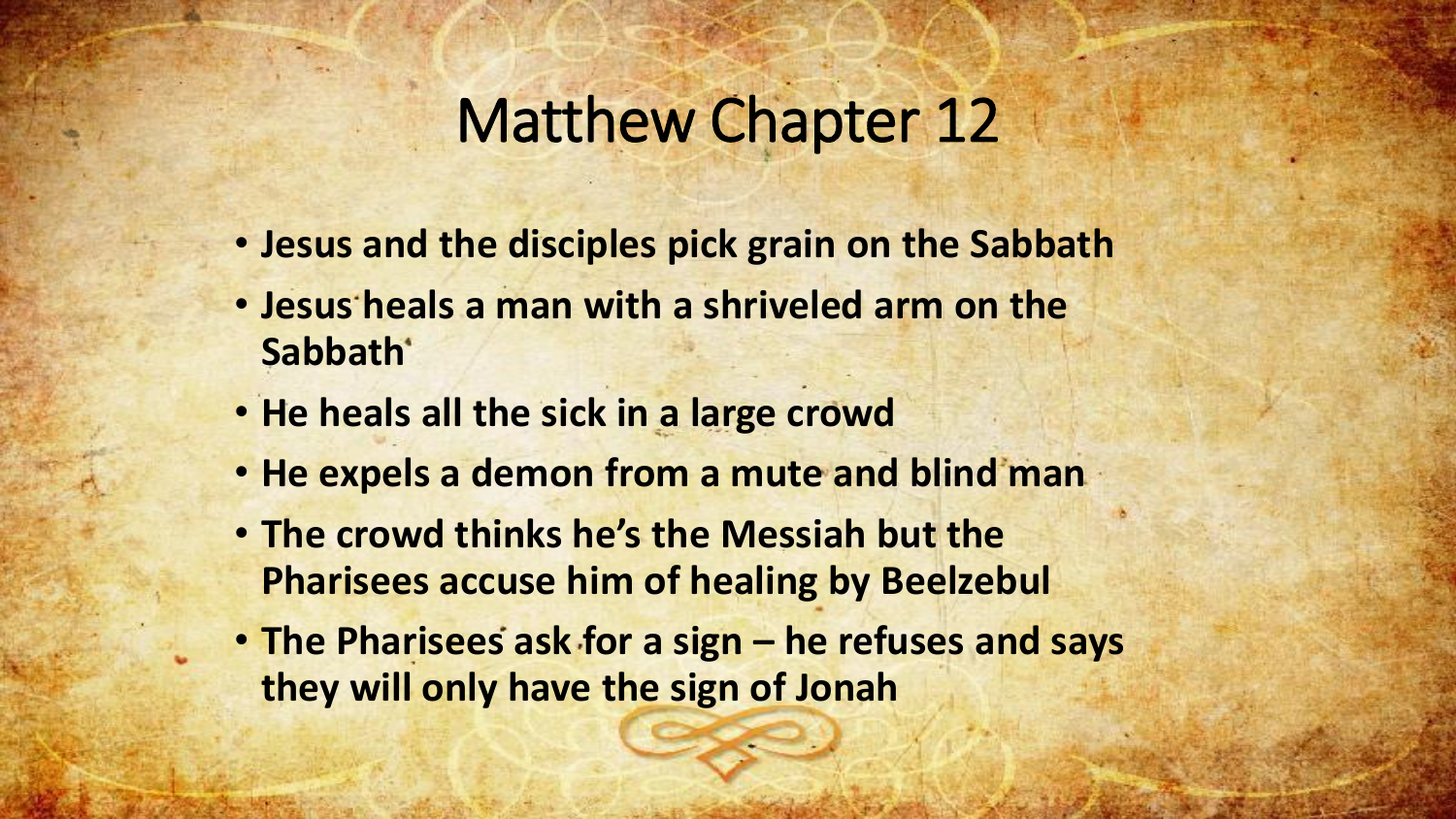# Matthew Chapter 12

- **Jesus and the disciples pick grain on the Sabbath**
- **Jesus heals a man with a shriveled arm on the Sabbath**
- **He heals all the sick in a large crowd**
- **He expels a demon from a mute and blind man**
- **The crowd thinks he's the Messiah but the Pharisees accuse him of healing by Beelzebul**
- **The Pharisees ask for a sign – he refuses and says they will only have the sign of Jonah**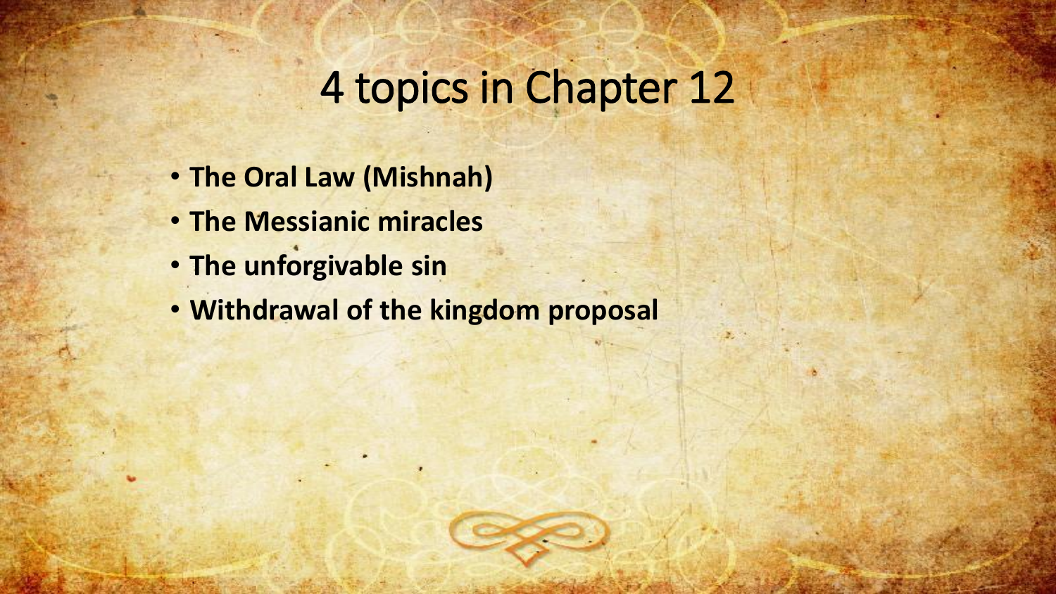# 4 topics in Chapter 12

- **The Oral Law (Mishnah)**
- **The Messianic miracles**
- **The unforgivable sin**
- **Withdrawal of the kingdom proposal**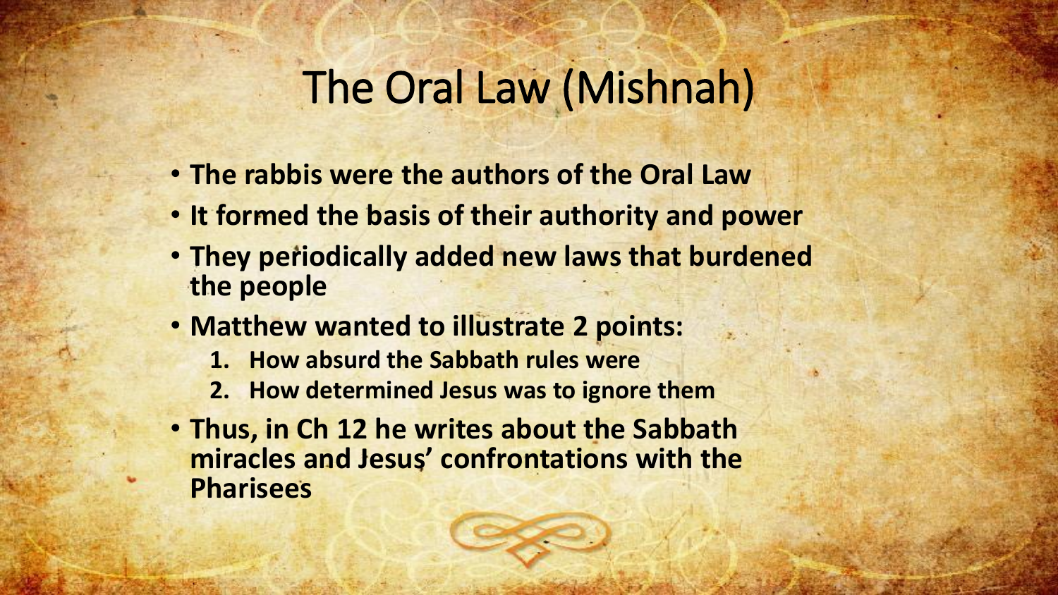# The Oral Law (Mishnah)

- **The rabbis were the authors of the Oral Law**
- **It formed the basis of their authority and power**
- **They periodically added new laws that burdened the people**
- **Matthew wanted to illustrate 2 points:**
  1. **How absurd the Sabbath rules were**
  2. **How determined Jesus was to ignore them**
- **Thus, in Ch 12 he writes about the Sabbath miracles and Jesus' confrontations with the Pharisees**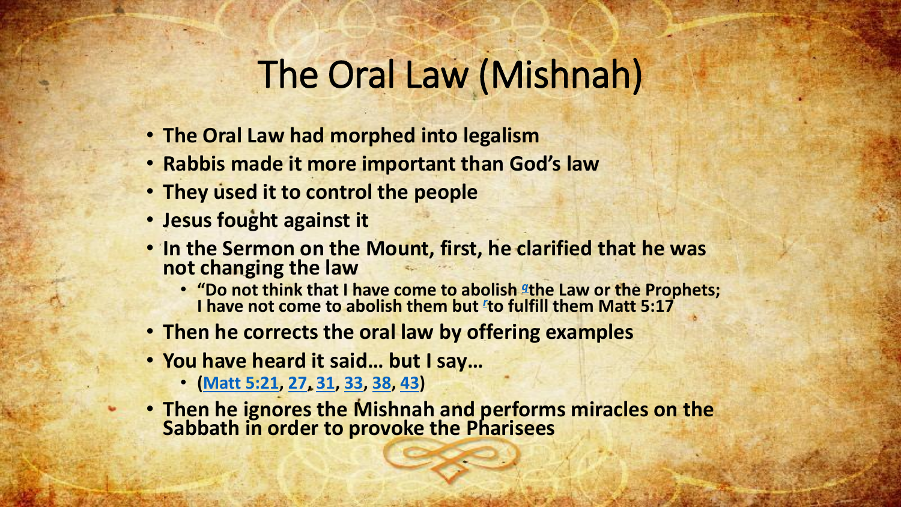# The Oral Law (Mishnah)

- **The Oral Law had morphed into legalism**
- **Rabbis made it more important than God's law**
- **They used it to control the people**
- **Jesus fought against it**
- **In the Sermon on the Mount, first, he clarified that he was not changing the law**
  - **"Do not think that I have come to abolish [q]the Law or the Prophets; I have not come to abolish them but [r]to fulfill them Matt 5:17**
- **Then he corrects the oral law by offering examples**
- **You have heard it said… but I say…**
  - **(Matt 5:21, 27, 31, 33, 38, 43)**
- **Then he ignores the Mishnah and performs miracles on the Sabbath in order to provoke the Pharisees**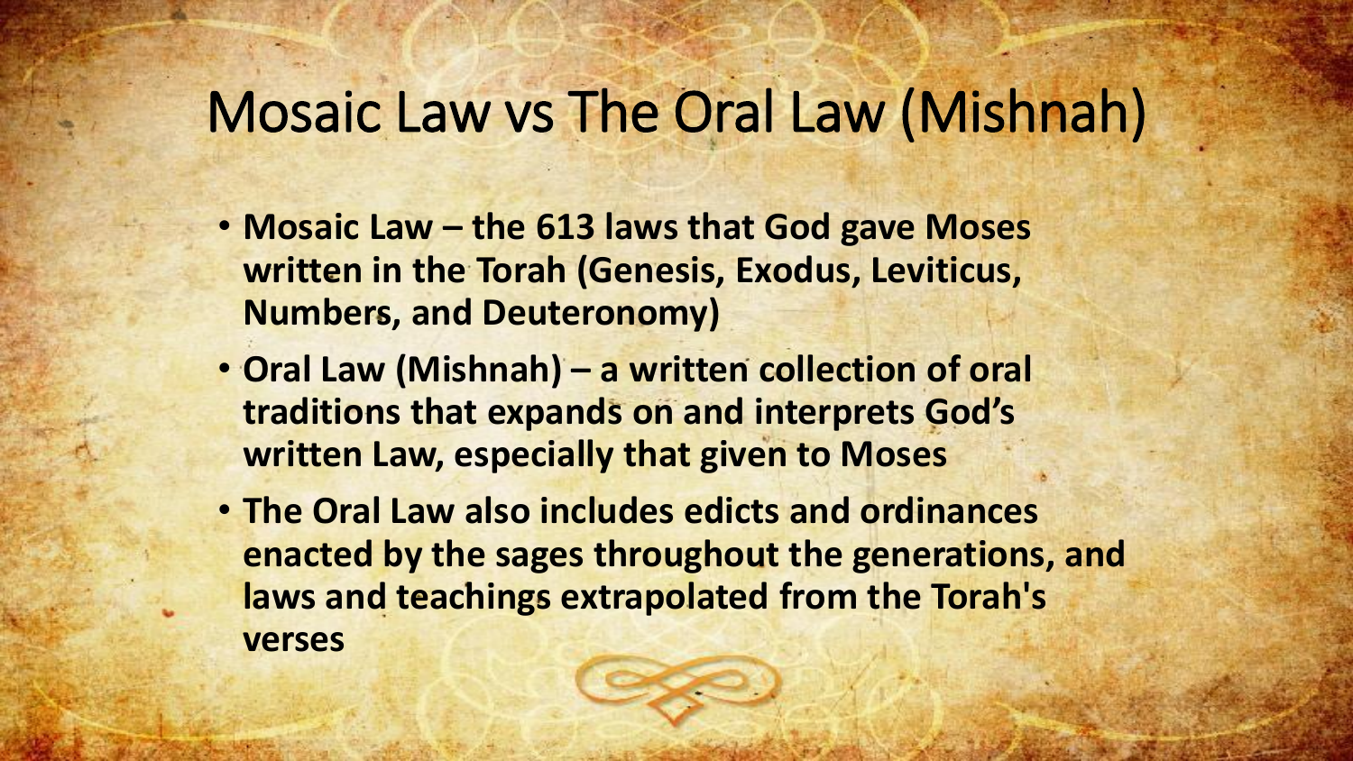# Mosaic Law vs The Oral Law (Mishnah)

- **Mosaic Law – the 613 laws that God gave Moses written in the Torah (Genesis, Exodus, Leviticus, Numbers, and Deuteronomy)**
- **Oral Law (Mishnah) – a written collection of oral traditions that expands on and interprets God's written Law, especially that given to Moses**
- **The Oral Law also includes edicts and ordinances enacted by the sages throughout the generations, and laws and teachings extrapolated from the Torah's verses**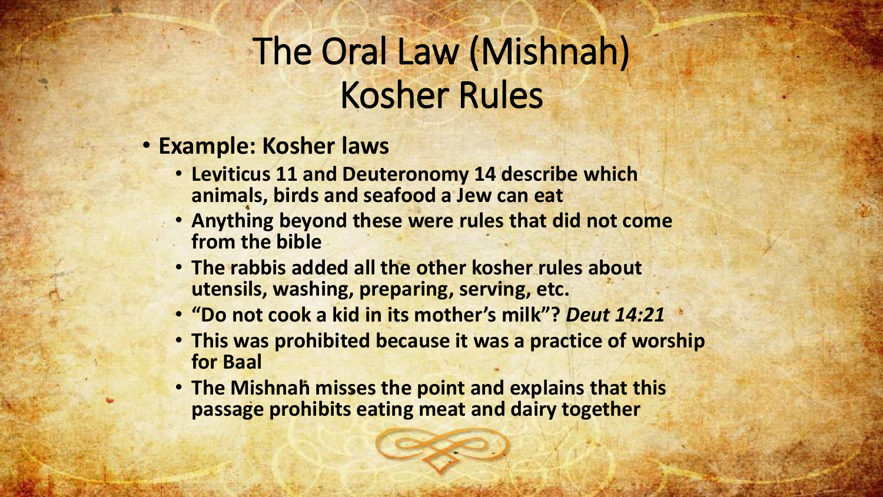# The Oral Law (Mishnah)
# Kosher Rules

- **Example: Kosher laws**
  - **Leviticus 11 and Deuteronomy 14 describe which animals, birds and seafood a Jew can eat**
  - **Anything beyond these were rules that did not come from the bible**
  - **The rabbis added all the other kosher rules about utensils, washing, preparing, serving, etc.**
  - **"Do not cook a kid in its mother's milk"?** ***Deut 14:21***
  - **This was prohibited because it was a practice of worship for Baal**
  - **The Mishnah misses the point and explains that this passage prohibits eating meat and dairy together**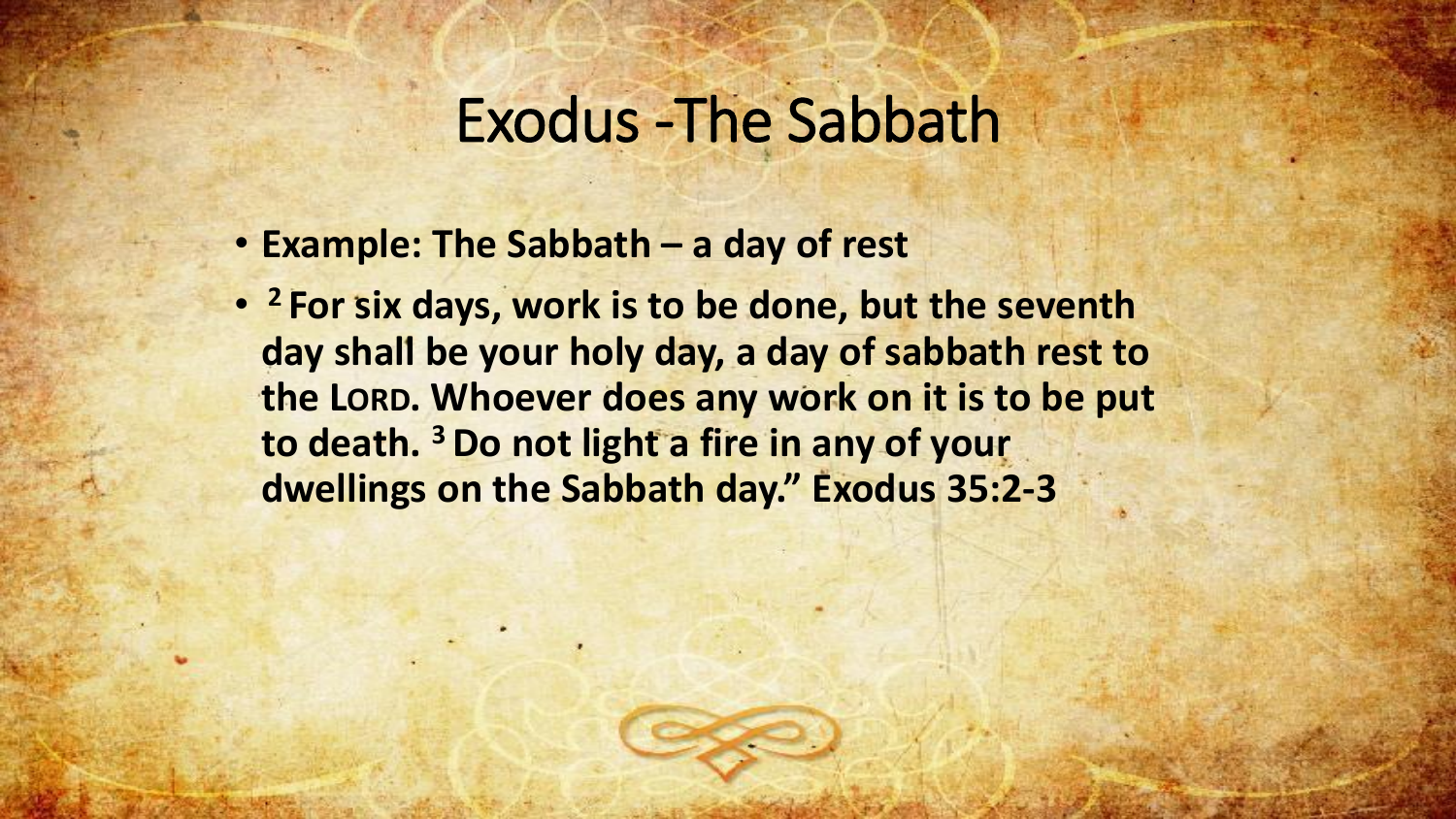# Exodus -The Sabbath

- **Example: The Sabbath – a day of rest**
- **[2] For six days, work is to be done, but the seventh day shall be your holy day, a day of sabbath rest to the LORD. Whoever does any work on it is to be put to death. [3] Do not light a fire in any of your dwellings on the Sabbath day." Exodus 35:2-3**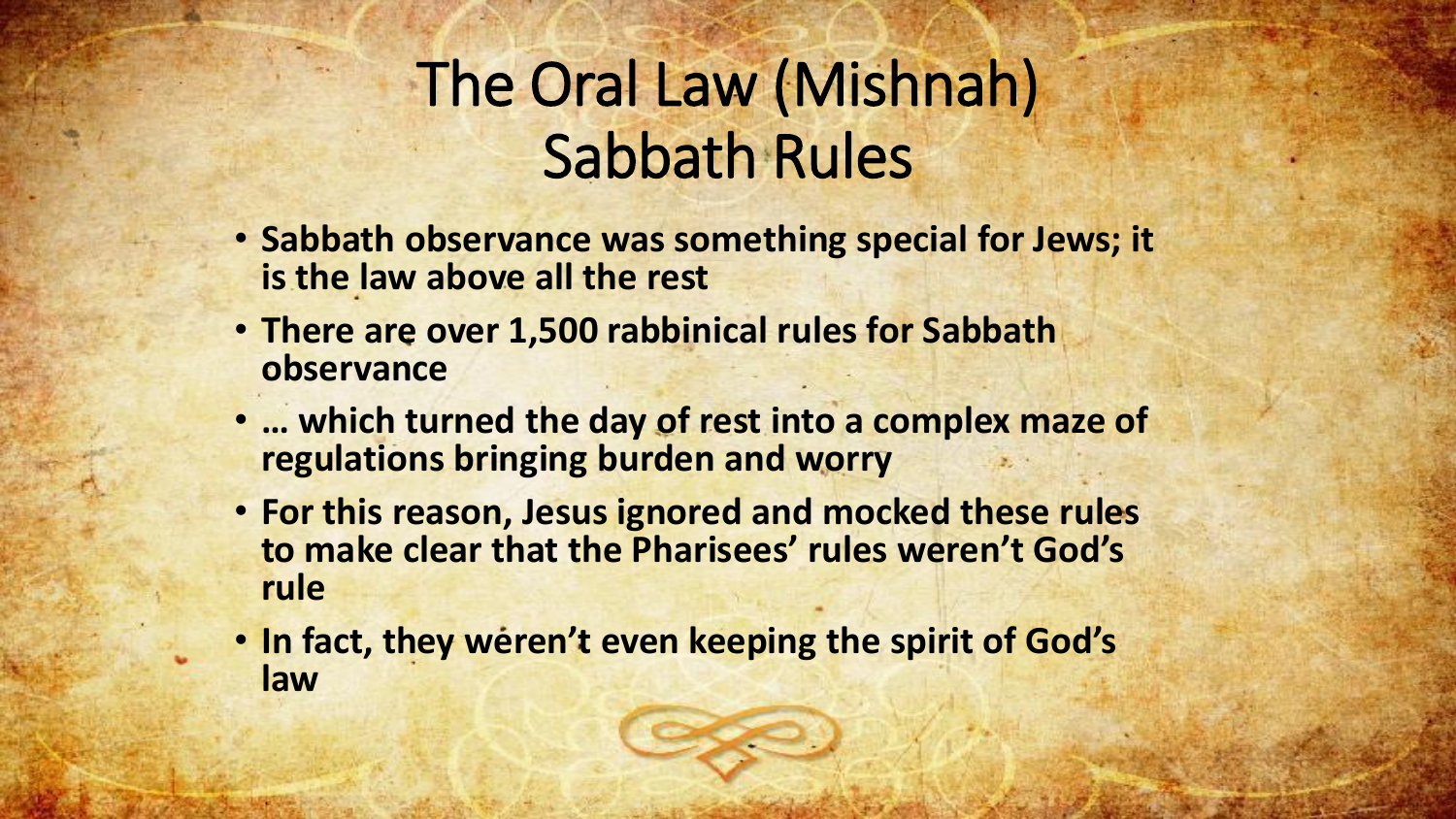# The Oral Law (Mishnah) Sabbath Rules

- **Sabbath observance was something special for Jews; it is the law above all the rest**
- **There are over 1,500 rabbinical rules for Sabbath observance**
- **… which turned the day of rest into a complex maze of regulations bringing burden and worry**
- **For this reason, Jesus ignored and mocked these rules to make clear that the Pharisees' rules weren't God's rule**
- **In fact, they weren't even keeping the spirit of God's law**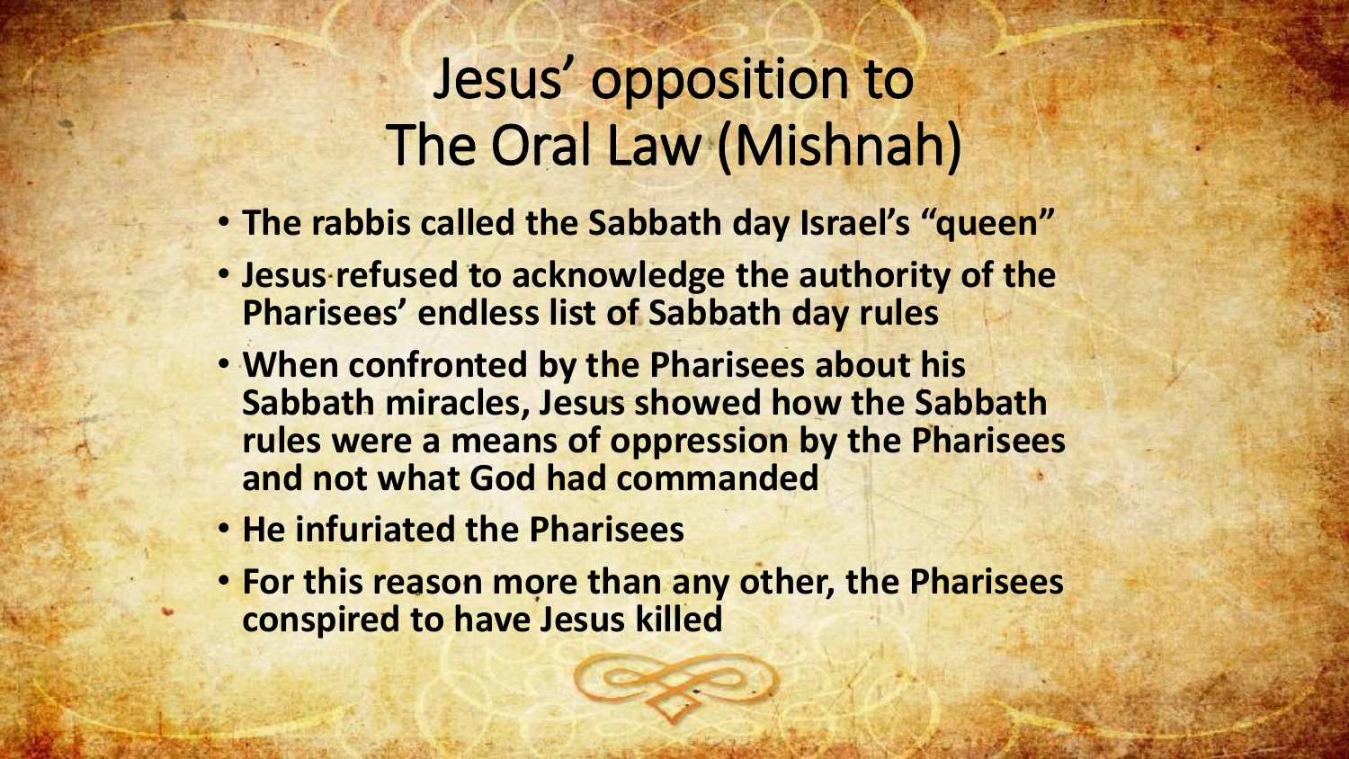# Jesus' opposition to The Oral Law (Mishnah)

- **The rabbis called the Sabbath day Israel's "queen"**
- **Jesus refused to acknowledge the authority of the Pharisees' endless list of Sabbath day rules**
- **When confronted by the Pharisees about his Sabbath miracles, Jesus showed how the Sabbath rules were a means of oppression by the Pharisees and not what God had commanded**
- **He infuriated the Pharisees**
- **For this reason more than any other, the Pharisees conspired to have Jesus killed**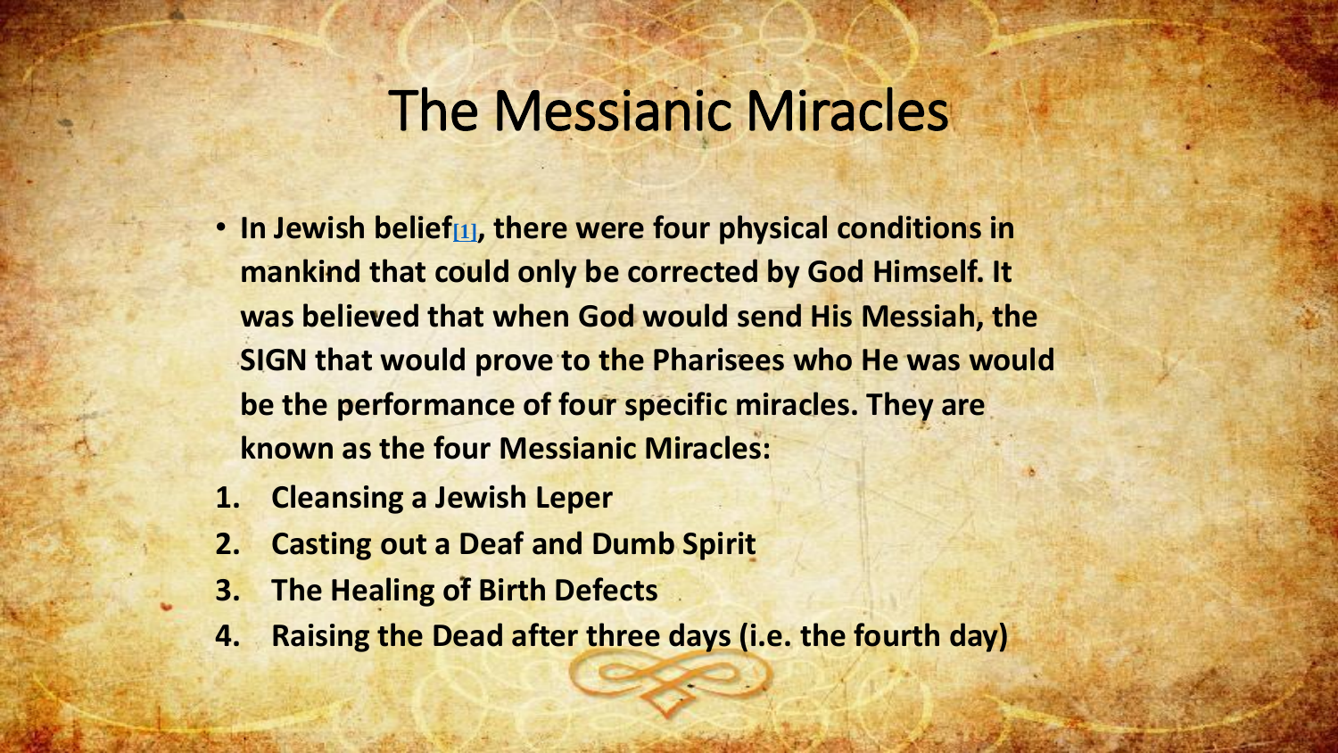# The Messianic Miracles

- **In Jewish belief[1], there were four physical conditions in mankind that could only be corrected by God Himself. It was believed that when God would send His Messiah, the SIGN that would prove to the Pharisees who He was would be the performance of four specific miracles. They are known as the four Messianic Miracles:**

1. **Cleansing a Jewish Leper**
2. **Casting out a Deaf and Dumb Spirit**
3. **The Healing of Birth Defects**
4. **Raising the Dead after three days (i.e. the fourth day)**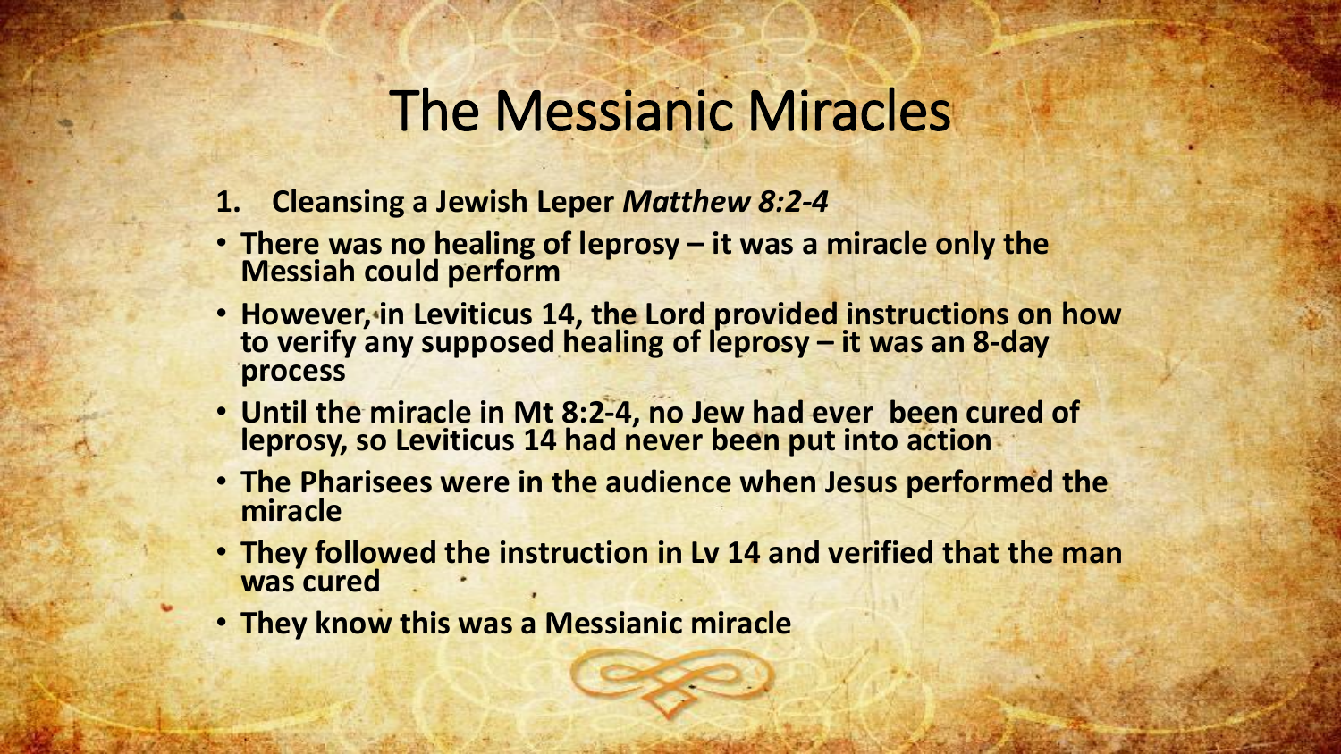# The Messianic Miracles

1. **Cleansing a Jewish Leper** ***Matthew 8:2-4***

- **There was no healing of leprosy – it was a miracle only the Messiah could perform**
- **However, in Leviticus 14, the Lord provided instructions on how to verify any supposed healing of leprosy – it was an 8-day process**
- **Until the miracle in Mt 8:2-4, no Jew had ever been cured of leprosy, so Leviticus 14 had never been put into action**
- **The Pharisees were in the audience when Jesus performed the miracle**
- **They followed the instruction in Lv 14 and verified that the man was cured**
- **They know this was a Messianic miracle**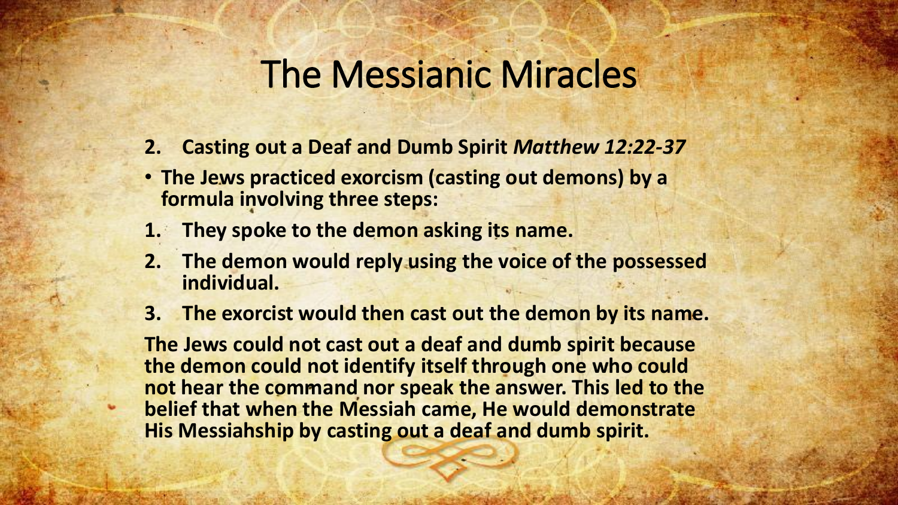# The Messianic Miracles

2. **Casting out a Deaf and Dumb Spirit** ***Matthew 12:22-37***

- **The Jews practiced exorcism (casting out demons) by a formula involving three steps:**

1. **They spoke to the demon asking its name.**
2. **The demon would reply using the voice of the possessed individual.**
3. **The exorcist would then cast out the demon by its name.**

**The Jews could not cast out a deaf and dumb spirit because the demon could not identify itself through one who could not hear the command nor speak the answer. This led to the belief that when the Messiah came, He would demonstrate His Messiahship by casting out a deaf and dumb spirit.**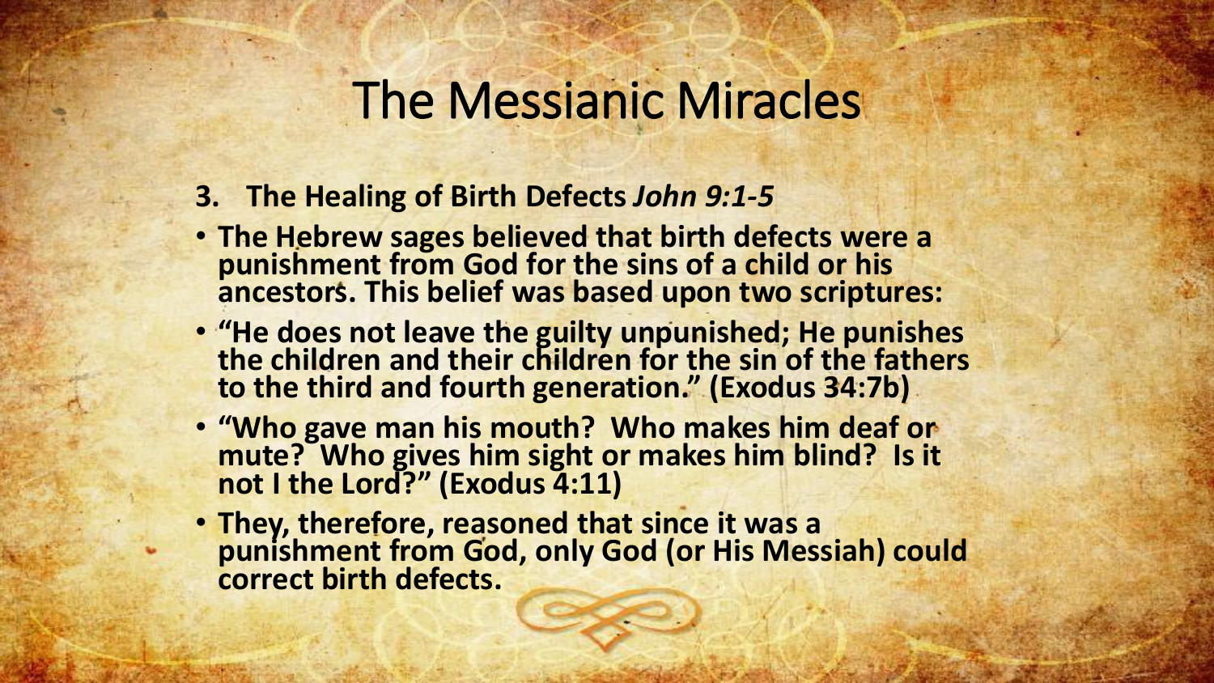# The Messianic Miracles

3. **The Healing of Birth Defects** ***John 9:1-5***

- **The Hebrew sages believed that birth defects were a punishment from God for the sins of a child or his ancestors. This belief was based upon two scriptures:**
- **"He does not leave the guilty unpunished; He punishes the children and their children for the sin of the fathers to the third and fourth generation." (Exodus 34:7b)**
- **"Who gave man his mouth? Who makes him deaf or mute? Who gives him sight or makes him blind? Is it not I the Lord?" (Exodus 4:11)**
- **They, therefore, reasoned that since it was a punishment from God, only God (or His Messiah) could correct birth defects.**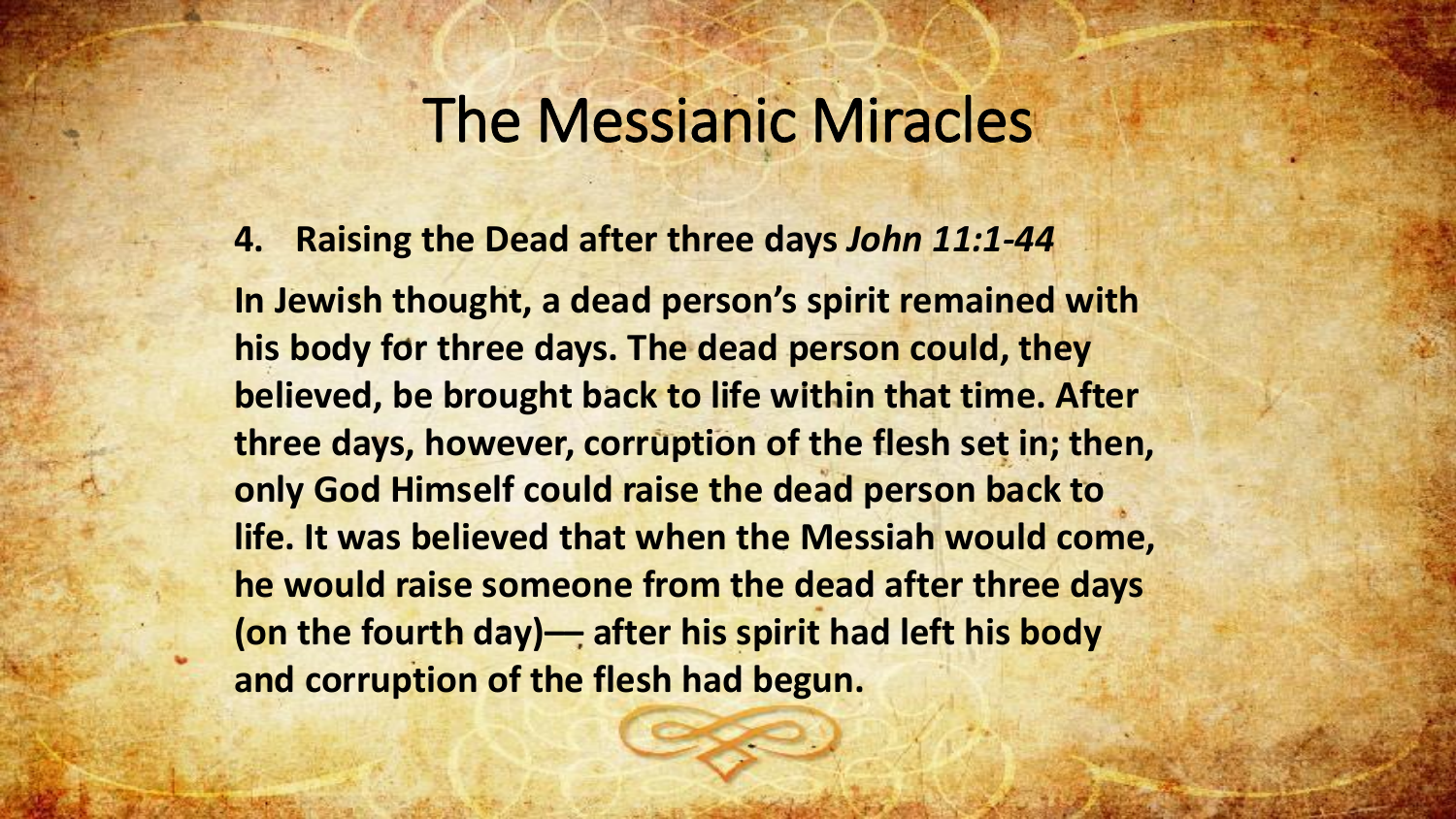# The Messianic Miracles

4. **Raising the Dead after three days** ***John 11:1-44***

**In Jewish thought, a dead person's spirit remained with his body for three days. The dead person could, they believed, be brought back to life within that time. After three days, however, corruption of the flesh set in; then, only God Himself could raise the dead person back to life. It was believed that when the Messiah would come, he would raise someone from the dead after three days (on the fourth day)— after his spirit had left his body and corruption of the flesh had begun.**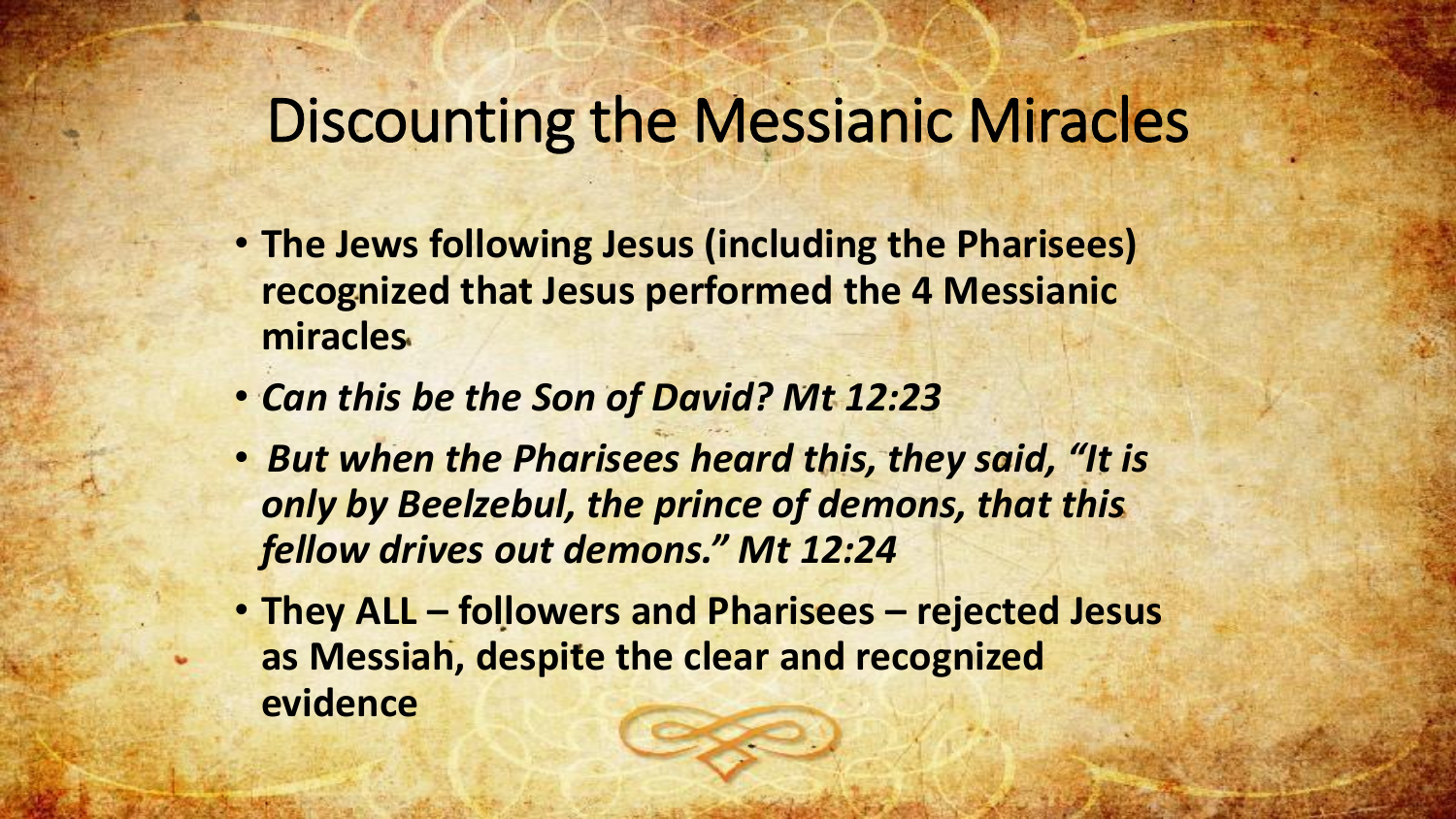# Discounting the Messianic Miracles

- **The Jews following Jesus (including the Pharisees) recognized that Jesus performed the 4 Messianic miracles**
- ***Can this be the Son of David? Mt 12:23***
- ***But when the Pharisees heard this, they said, "It is only by Beelzebul, the prince of demons, that this fellow drives out demons." Mt 12:24***
- **They ALL – followers and Pharisees – rejected Jesus as Messiah, despite the clear and recognized evidence**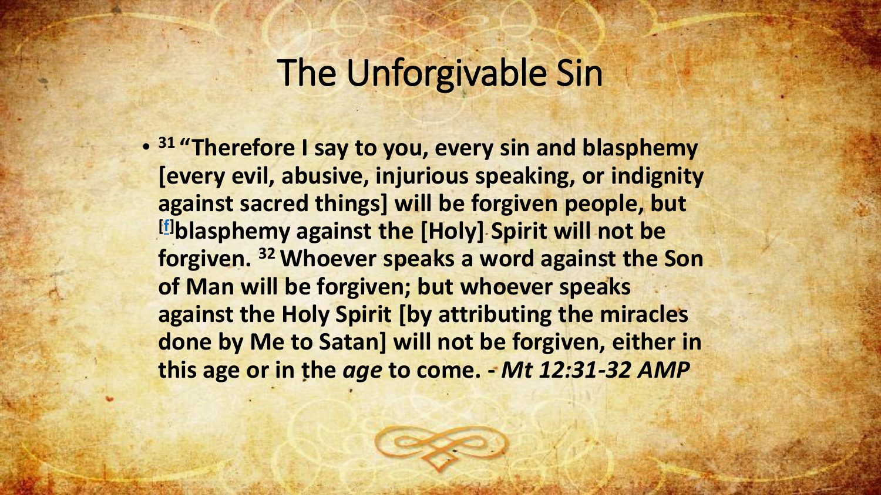# The Unforgivable Sin

- **[31] "Therefore I say to you, every sin and blasphemy [every evil, abusive, injurious speaking, or indignity against sacred things] will be forgiven people, but [f]blasphemy against the [Holy] Spirit will not be forgiven. [32] Whoever speaks a word against the Son of Man will be forgiven; but whoever speaks against the Holy Spirit [by attributing the miracles done by Me to Satan] will not be forgiven, either in this age or in the *age* to come. *- Mt 12:31-32 AMP***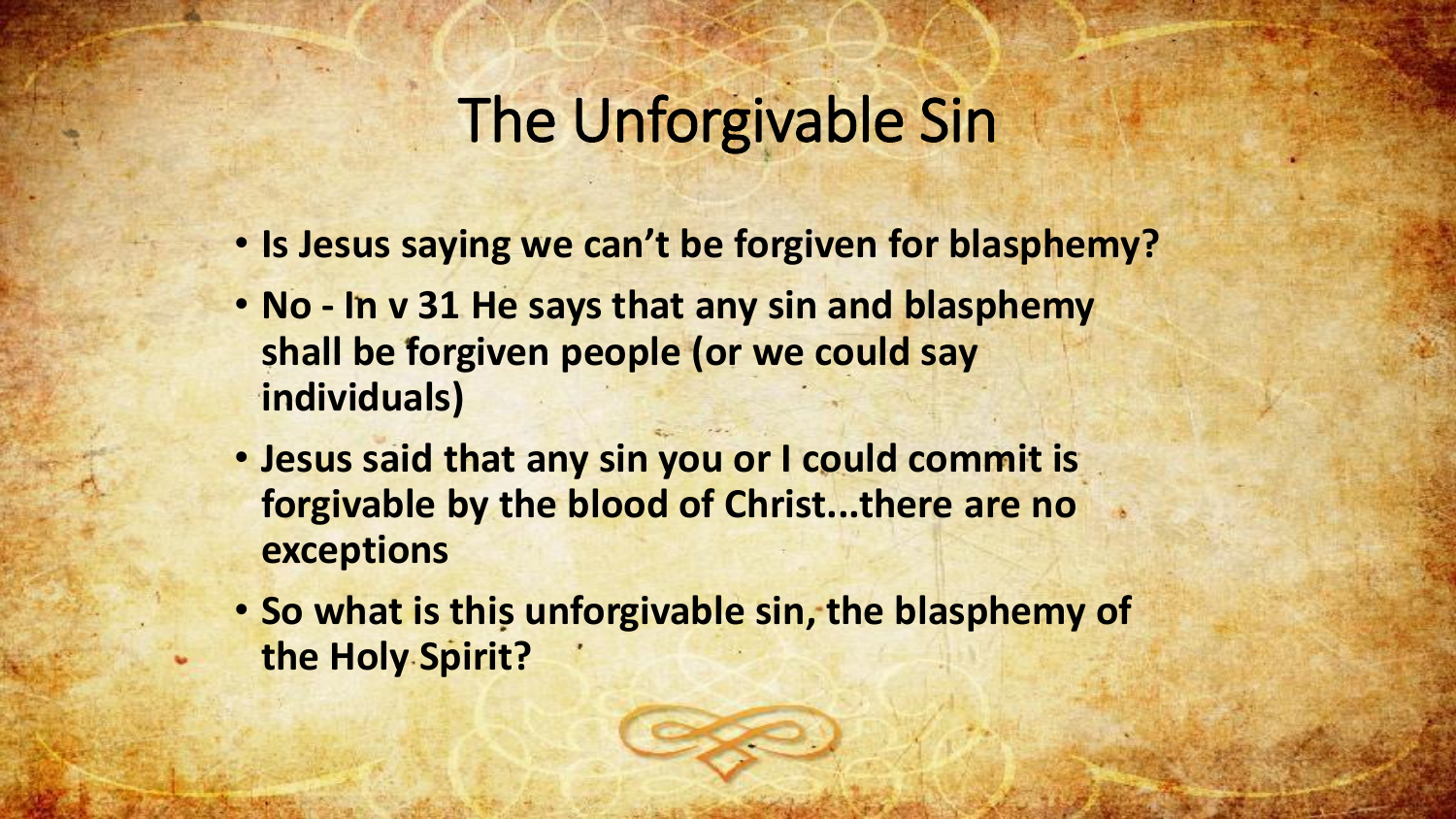# The Unforgivable Sin

- **Is Jesus saying we can't be forgiven for blasphemy?**
- **No - In v 31 He says that any sin and blasphemy shall be forgiven people (or we could say individuals)**
- **Jesus said that any sin you or I could commit is forgivable by the blood of Christ...there are no exceptions**
- **So what is this unforgivable sin, the blasphemy of the Holy Spirit?**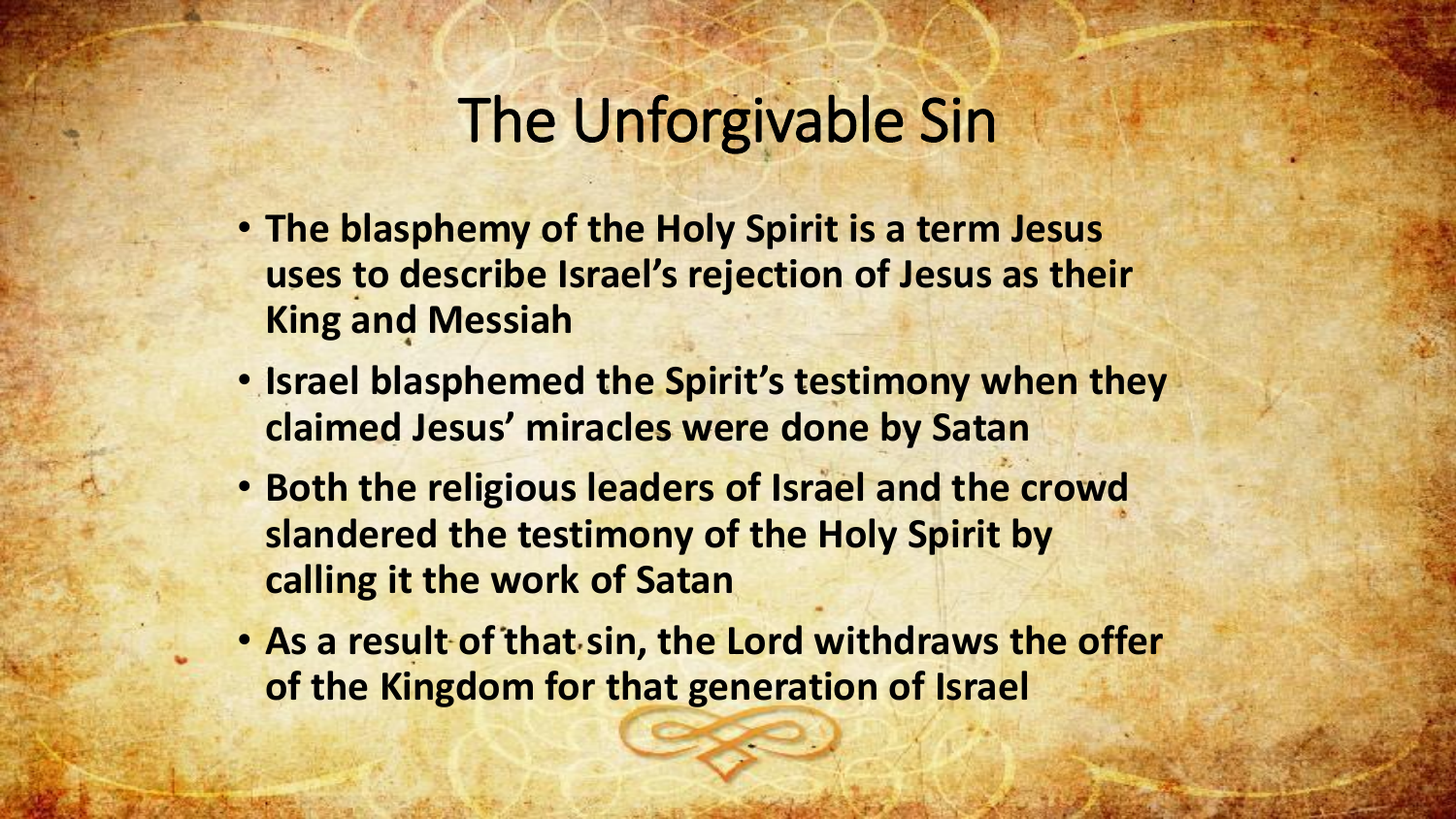# The Unforgivable Sin

- **The blasphemy of the Holy Spirit is a term Jesus uses to describe Israel's rejection of Jesus as their King and Messiah**
- **Israel blasphemed the Spirit's testimony when they claimed Jesus' miracles were done by Satan**
- **Both the religious leaders of Israel and the crowd slandered the testimony of the Holy Spirit by calling it the work of Satan**
- **As a result of that sin, the Lord withdraws the offer of the Kingdom for that generation of Israel**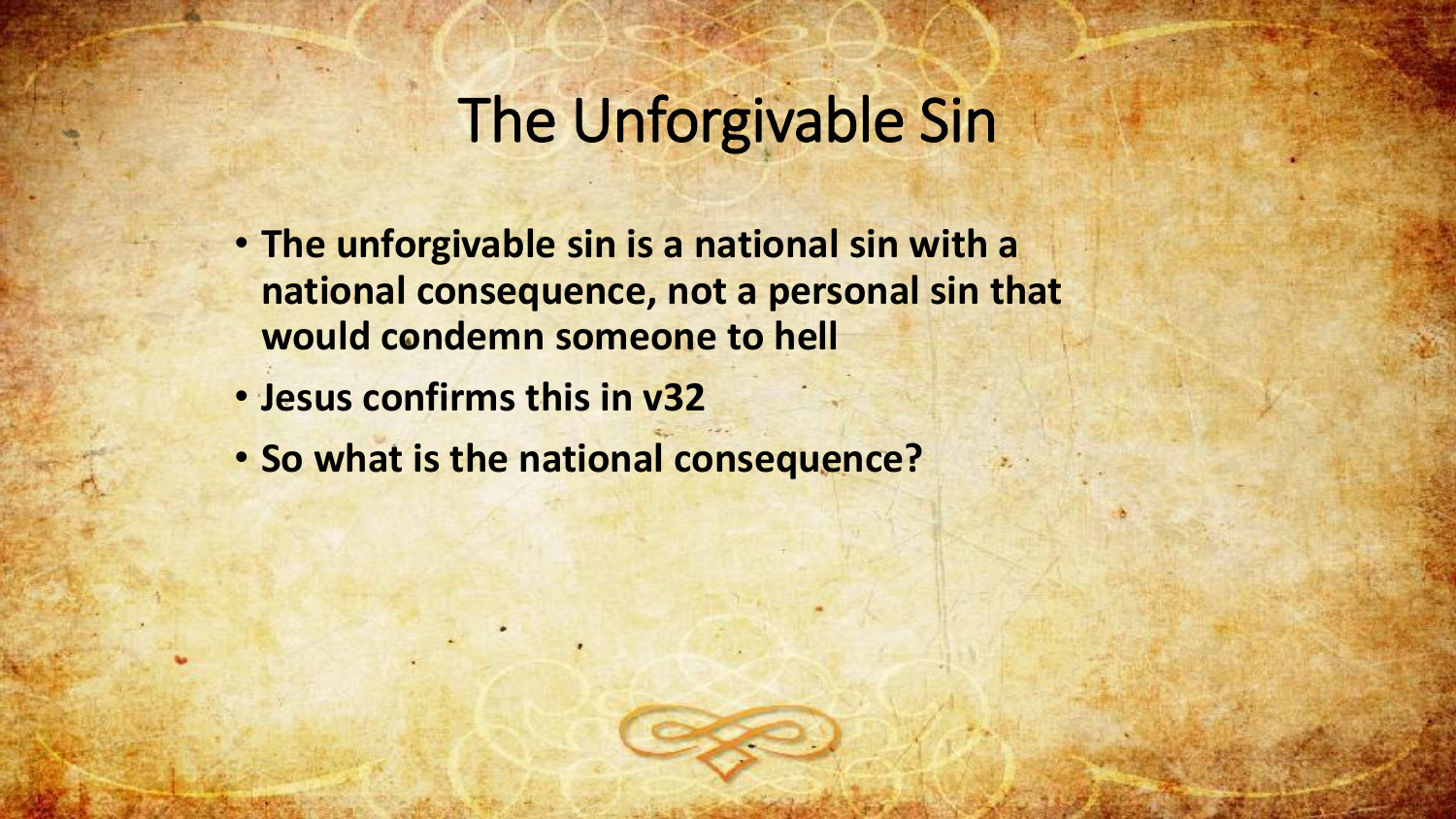# The Unforgivable Sin

- **The unforgivable sin is a national sin with a national consequence, not a personal sin that would condemn someone to hell**
- **Jesus confirms this in v32**
- **So what is the national consequence?**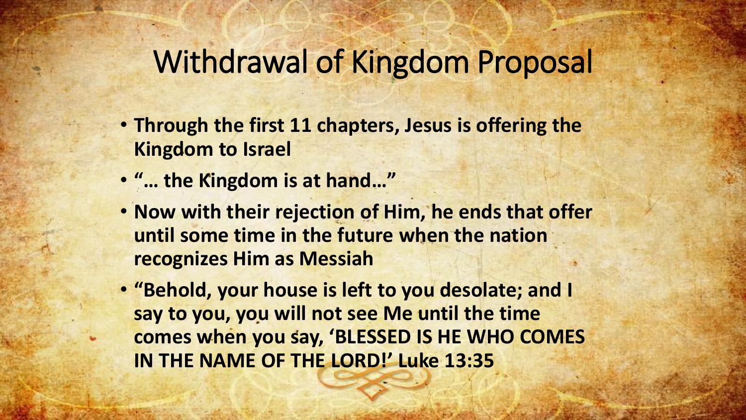# Withdrawal of Kingdom Proposal

- **Through the first 11 chapters, Jesus is offering the Kingdom to Israel**
- **"… the Kingdom is at hand…"**
- **Now with their rejection of Him, he ends that offer until some time in the future when the nation recognizes Him as Messiah**
- **"Behold, your house is left to you desolate; and I say to you, you will not see Me until the time comes when you say, 'BLESSED IS HE WHO COMES IN THE NAME OF THE LORD!' Luke 13:35**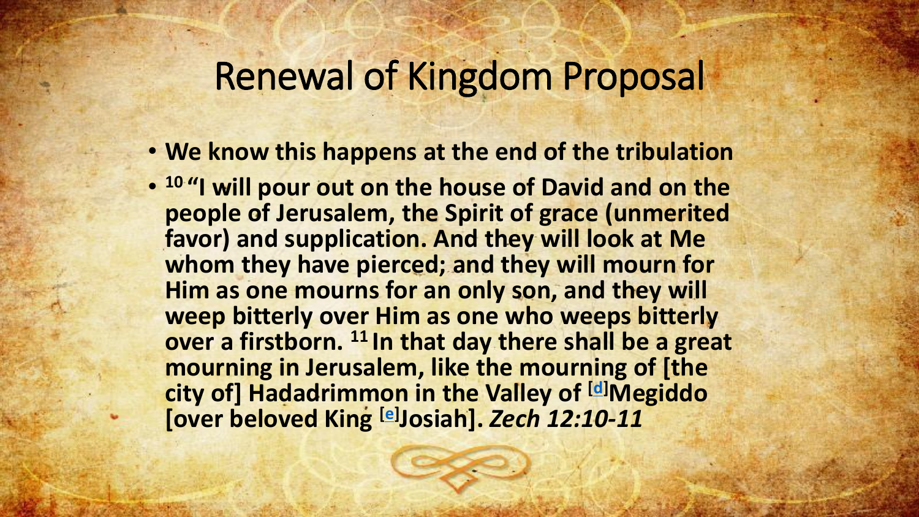# Renewal of Kingdom Proposal

- **We know this happens at the end of the tribulation**
- **[10] "I will pour out on the house of David and on the people of Jerusalem, the Spirit of grace (unmerited favor) and supplication. And they will look at Me whom they have pierced; and they will mourn for Him as one mourns for an only son, and they will weep bitterly over Him as one who weeps bitterly over a firstborn. [11] In that day there shall be a great mourning in Jerusalem, like the mourning of [the city of] Hadadrimmon in the Valley of [d]Megiddo [over beloved King [e]Josiah].** ***Zech 12:10-11***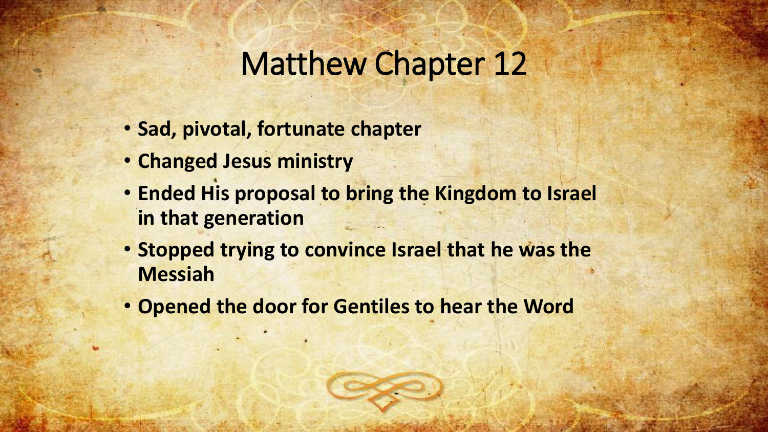# Matthew Chapter 12

- **Sad, pivotal, fortunate chapter**
- **Changed Jesus ministry**
- **Ended His proposal to bring the Kingdom to Israel in that generation**
- **Stopped trying to convince Israel that he was the Messiah**
- **Opened the door for Gentiles to hear the Word**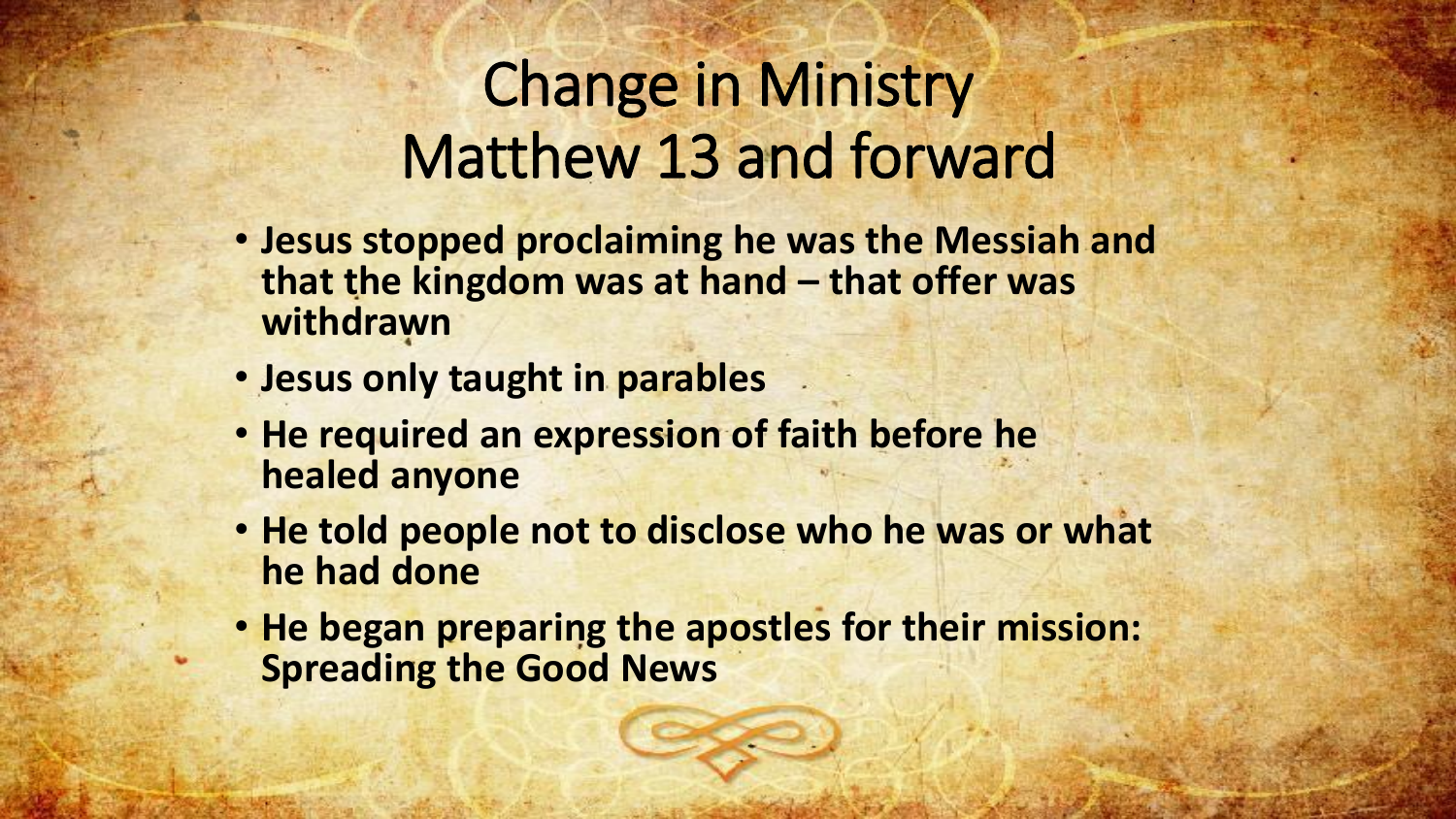# Change in Ministry
# Matthew 13 and forward

- **Jesus stopped proclaiming he was the Messiah and that the kingdom was at hand – that offer was withdrawn**
- **Jesus only taught in parables**
- **He required an expression of faith before he healed anyone**
- **He told people not to disclose who he was or what he had done**
- **He began preparing the apostles for their mission: Spreading the Good News**